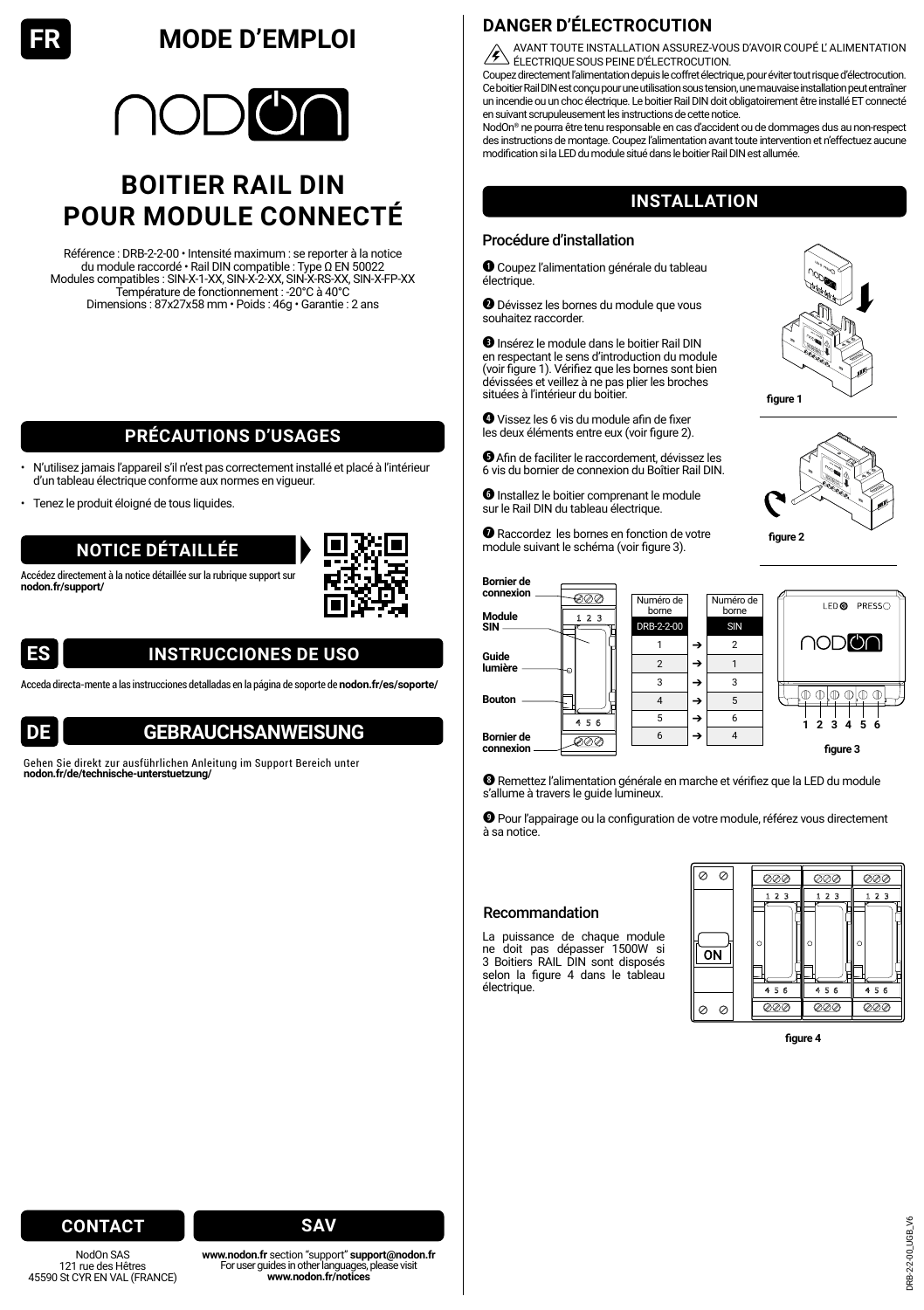FR

# MODE D'EMPLOI

nodon

## BOITIER RAIL DIN POUR MODULE CONNECTÉ

Référence : DRB-2-2-00 • Intensité maximum : se reporter à la notice du module raccordé • Rail DIN compatible : Type Ω EN 50022
Modules compatibles : SIN-X-1-XX, SIN-X-2-XX, SIN-X-RS-XX, SIN-X-FP-XX
Température de fonctionnement : -20°C à 40°C
Dimensions : 87x27x58 mm • Poids : 46g • Garantie : 2 ans

## PRÉCAUTIONS D'USAGES

- N'utilisez jamais l'appareil s'il n'est pas correctement installé et placé à l'intérieur d'un tableau électrique conforme aux normes en vigueur.
- Tenez le produit éloigné de tous liquides.

## NOTICE DÉTAILLÉE

Accédez directement à la notice détaillée sur la rubrique support sur **nodon.fr/support/**

## ES INSTRUCCIONES DE USO

Acceda directa-mente a las instrucciones detalladas en la página de soporte de **nodon.fr/es/soporte/**

## DE GEBRAUCHSANWEISUNG

Gehen Sie direkt zur ausführlichen Anleitung im Support Bereich unter **nodon.fr/de/technische-unterstuetzung/**

## DANGER D'ÉLECTROCUTION

AVANT TOUTE INSTALLATION ASSUREZ-VOUS D'AVOIR COUPÉ L'ALIMENTATION ÉLECTRIQUE SOUS PEINE D'ÉLECTROCUTION.

Coupez directement l'alimentation depuis le coffret électrique, pour éviter tout risque d'électrocution. Ce boitier Rail DIN est conçu pour une utilisation sous tension, une mauvaise installation peut entraîner un incendie ou un choc électrique. Le boitier Rail DIN doit obligatoirement être installé ET connecté en suivant scrupuleusement les instructions de cette notice.

NodOn® ne pourra être tenu responsable en cas d'accident ou de dommages dus au non-respect des instructions de montage. Coupez l'alimentation avant toute intervention et n'effectuez aucune modification si la LED du module situé dans le boitier Rail DIN est allumée.

## INSTALLATION

### Procédure d'installation

1. Coupez l'alimentation générale du tableau électrique.
2. Dévissez les bornes du module que vous souhaitez raccorder.
3. Insérez le module dans le boitier Rail DIN en respectant le sens d'introduction du module (voir figure 1). Vérifiez que les bornes sont bien dévissées et veillez à ne pas plier les broches situées à l'intérieur du boitier.
4. Vissez les 6 vis du module afin de fixer les deux éléments entre eux (voir figure 2).
5. Afin de faciliter le raccordement, dévissez les 6 vis du bornier de connexion du Boîtier Rail DIN.
6. Installez le boitier comprenant le module sur le Rail DIN du tableau électrique.
7. Raccordez les bornes en fonction de votre module suivant le schéma (voir figure 3).

figure 1

figure 2

Bornier de connexion
Module SIN
Guide lumière
Bouton
Bornier de connexion

| Numéro de borne DRB-2-2-00 | | Numéro de borne SIN |
|---|---|---|
| 1 | → | 2 |
| 2 | → | 1 |
| 3 | → | 3 |
| 4 | → | 5 |
| 5 | → | 6 |
| 6 | → | 4 |

LED PRESS
1 2 3 4 5 6

figure 3

8. Remettez l'alimentation générale en marche et vérifiez que la LED du module s'allume à travers le guide lumineux.
9. Pour l'appairage ou la configuration de votre module, référez vous directement à sa notice.

### Recommandation

La puissance de chaque module ne doit pas dépasser 1500W si 3 Boitiers RAIL DIN sont disposés selon la figure 4 dans le tableau électrique.

figure 4

## CONTACT

NodOn SAS
121 rue des Hêtres
45590 St CYR EN VAL (FRANCE)

## SAV

**www.nodon.fr** section "support" **support@nodon.fr**
For user guides in other languages, please visit
**www.nodon.fr/notices**

DRB-2-2-00_UGB_V6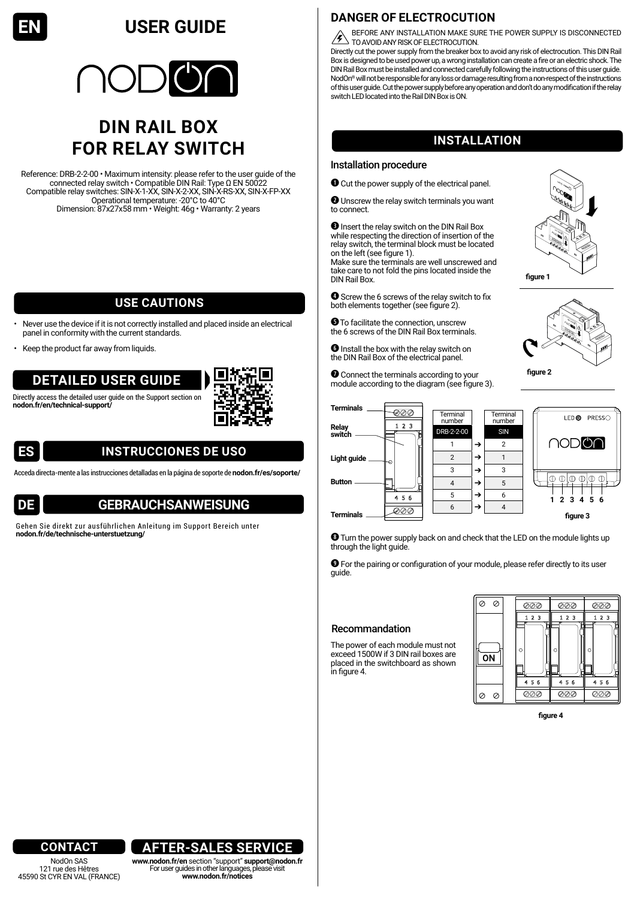# EN USER GUIDE

# DIN RAIL BOX FOR RELAY SWITCH

Reference: DRB-2-2-00 • Maximum intensity: please refer to the user guide of the connected relay switch • Compatible DIN Rail: Type Ω EN 50022
Compatible relay switches: SIN-X-1-XX, SIN-X-2-XX, SIN-X-RS-XX, SIN-X-FP-XX
Operational temperature: -20°C to 40°C
Dimension: 87x27x58 mm • Weight: 46g • Warranty: 2 years

## USE CAUTIONS

- Never use the device if it is not correctly installed and placed inside an electrical panel in conformity with the current standards.
- Keep the product far away from liquids.

## DETAILED USER GUIDE

Directly access the detailed user guide on the Support section on **nodon.fr/en/technical-support/**

## ES INSTRUCCIONES DE USO

Acceda directa-mente a las instrucciones detalladas en la página de soporte de **nodon.fr/es/soporte/**

## DE GEBRAUCHSANWEISUNG

Gehen Sie direkt zur ausführlichen Anleitung im Support Bereich unter **nodon.fr/de/technische-unterstuetzung/**

## DANGER OF ELECTROCUTION

BEFORE ANY INSTALLATION MAKE SURE THE POWER SUPPLY IS DISCONNECTED TO AVOID ANY RISK OF ELECTROCUTION.

Directly cut the power supply from the breaker box to avoid any risk of electrocution. This DIN Rail Box is designed to be used power up, a wrong installation can create a fire or an electric shock. The DIN Rail Box must be installed and connected carefully following the instructions of this user guide. NodOn® will not be responsible for any loss or damage resulting from a non-respect of the instructions of this user guide. Cut the power supply before any operation and don't do any modification if the relay switch LED located into the Rail DIN Box is ON.

## INSTALLATION

### Installation procedure

1. Cut the power supply of the electrical panel.
2. Unscrew the relay switch terminals you want to connect.
3. Insert the relay switch on the DIN Rail Box while respecting the direction of insertion of the relay switch, the terminal block must be located on the left (see figure 1).
   Make sure the terminals are well unscrewed and take care to not fold the pins located inside the DIN Rail Box.
4. Screw the 6 screws of the relay switch to fix both elements together (see figure 2).
5. To facilitate the connection, unscrew the 6 screws of the DIN Rail Box terminals.
6. Install the box with the relay switch on the DIN Rail Box of the electrical panel.
7. Connect the terminals according to your module according to the diagram (see figure 3).

figure 1

figure 2

Terminals
Relay switch
Light guide
Button
Terminals

| Terminal number DRB-2-2-00 | | Terminal number SIN |
|---|---|---|
| 1 | → | 2 |
| 2 | → | 1 |
| 3 | → | 3 |
| 4 | → | 5 |
| 5 | → | 6 |
| 6 | → | 4 |

LED PRESS
1 2 3 4 5 6

figure 3

8. Turn the power supply back on and check that the LED on the module lights up through the light guide.
9. For the pairing or configuration of your module, please refer directly to its user guide.

### Recommandation

The power of each module must not exceed 1500W if 3 DIN rail boxes are placed in the switchboard as shown in figure 4.

ON

figure 4

## CONTACT

NodOn SAS
121 rue des Hêtres
45590 St CYR EN VAL (FRANCE)

## AFTER-SALES SERVICE

**www.nodon.fr/en** section "support" **support@nodon.fr**
For user guides in other languages, please visit
**www.nodon.fr/notices**